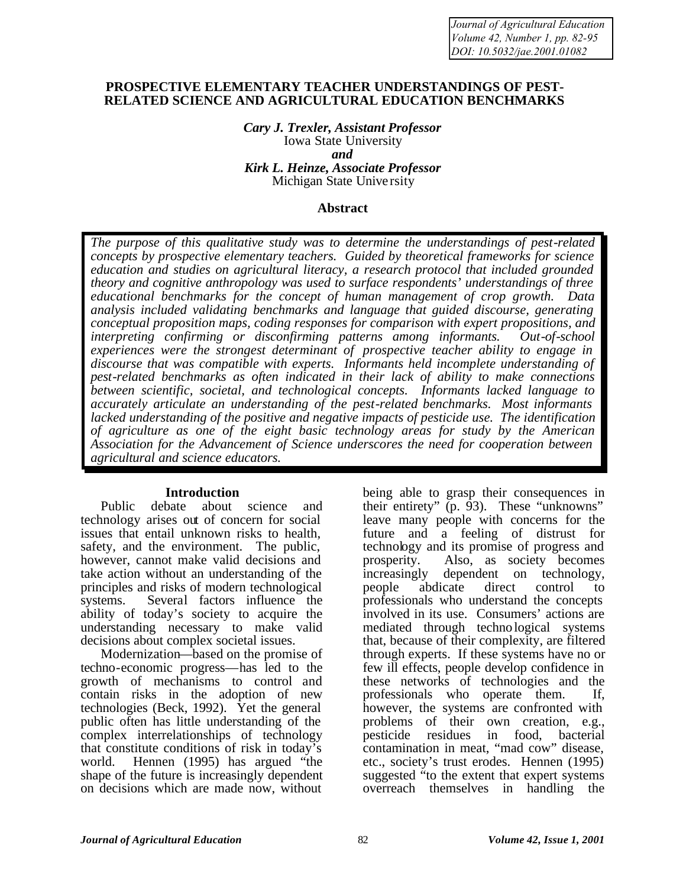# PROSPECTIVE ELEMENTARY TEACHER UNDERSTANDINGS OF PEST-RELATED SCIENCE AND AGRICULTURAL EDUCATION BENCHMARKS

***Cary J. Trexler, Assistant Professor***
Iowa State University
***and***
***Kirk L. Heinze, Associate Professor***
Michigan State University

## Abstract

*The purpose of this qualitative study was to determine the understandings of pest-related concepts by prospective elementary teachers. Guided by theoretical frameworks for science education and studies on agricultural literacy, a research protocol that included grounded theory and cognitive anthropology was used to surface respondents' understandings of three educational benchmarks for the concept of human management of crop growth. Data analysis included validating benchmarks and language that guided discourse, generating conceptual proposition maps, coding responses for comparison with expert propositions, and interpreting confirming or disconfirming patterns among informants. Out-of-school experiences were the strongest determinant of prospective teacher ability to engage in discourse that was compatible with experts. Informants held incomplete understanding of pest-related benchmarks as often indicated in their lack of ability to make connections between scientific, societal, and technological concepts. Informants lacked language to accurately articulate an understanding of the pest-related benchmarks. Most informants lacked understanding of the positive and negative impacts of pesticide use. The identification of agriculture as one of the eight basic technology areas for study by the American Association for the Advancement of Science underscores the need for cooperation between agricultural and science educators.*

## Introduction

Public debate about science and technology arises out of concern for social issues that entail unknown risks to health, safety, and the environment. The public, however, cannot make valid decisions and take action without an understanding of the principles and risks of modern technological systems. Several factors influence the ability of today's society to acquire the understanding necessary to make valid decisions about complex societal issues.

Modernization—based on the promise of techno-economic progress—has led to the growth of mechanisms to control and contain risks in the adoption of new technologies (Beck, 1992). Yet the general public often has little understanding of the complex interrelationships of technology that constitute conditions of risk in today's world. Hennen (1995) has argued "the shape of the future is increasingly dependent on decisions which are made now, without being able to grasp their consequences in their entirety" (p. 93). These "unknowns" leave many people with concerns for the future and a feeling of distrust for technology and its promise of progress and prosperity. Also, as society becomes increasingly dependent on technology, people abdicate direct control to professionals who understand the concepts involved in its use. Consumers' actions are mediated through technological systems that, because of their complexity, are filtered through experts. If these systems have no or few ill effects, people develop confidence in these networks of technologies and the professionals who operate them. If, however, the systems are confronted with problems of their own creation, e.g., pesticide residues in food, bacterial contamination in meat, "mad cow" disease, etc., society's trust erodes. Hennen (1995) suggested "to the extent that expert systems overreach themselves in handling the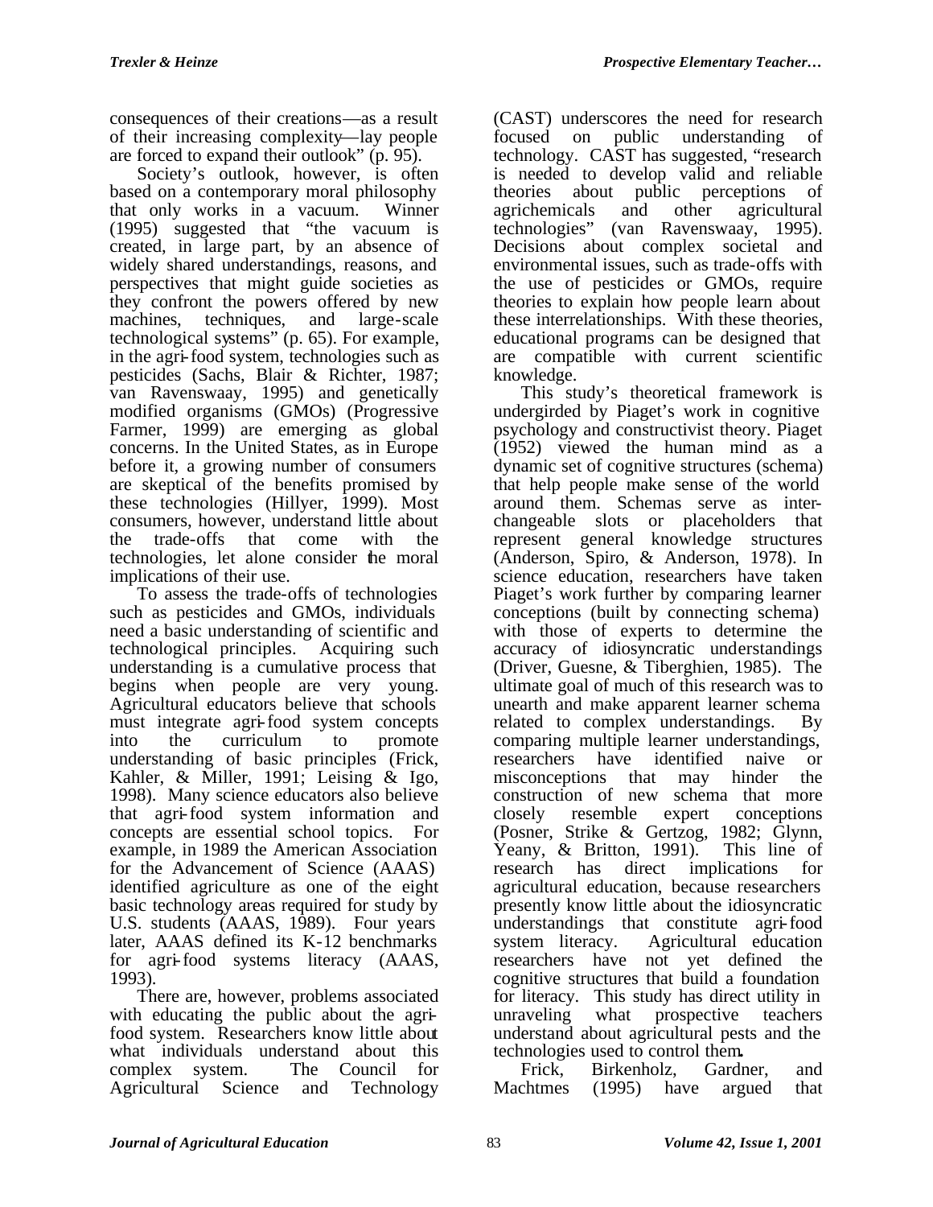consequences of their creations—as a result of their increasing complexity—lay people are forced to expand their outlook" (p. 95).

Society's outlook, however, is often based on a contemporary moral philosophy that only works in a vacuum. Winner (1995) suggested that "the vacuum is created, in large part, by an absence of widely shared understandings, reasons, and perspectives that might guide societies as they confront the powers offered by new machines, techniques, and large-scale technological systems" (p. 65). For example, in the agri-food system, technologies such as pesticides (Sachs, Blair & Richter, 1987; van Ravenswaay, 1995) and genetically modified organisms (GMOs) (Progressive Farmer, 1999) are emerging as global concerns. In the United States, as in Europe before it, a growing number of consumers are skeptical of the benefits promised by these technologies (Hillyer, 1999). Most consumers, however, understand little about the trade-offs that come with the technologies, let alone consider the moral implications of their use.

To assess the trade-offs of technologies such as pesticides and GMOs, individuals need a basic understanding of scientific and technological principles. Acquiring such understanding is a cumulative process that begins when people are very young. Agricultural educators believe that schools must integrate agri-food system concepts into the curriculum to promote understanding of basic principles (Frick, Kahler, & Miller, 1991; Leising & Igo, 1998). Many science educators also believe that agri-food system information and concepts are essential school topics. For example, in 1989 the American Association for the Advancement of Science (AAAS) identified agriculture as one of the eight basic technology areas required for study by U.S. students (AAAS, 1989). Four years later, AAAS defined its K-12 benchmarks for agri-food systems literacy (AAAS, 1993).

There are, however, problems associated with educating the public about the agri-food system. Researchers know little about what individuals understand about this complex system. The Council for Agricultural Science and Technology (CAST) underscores the need for research focused on public understanding of technology. CAST has suggested, "research is needed to develop valid and reliable theories about public perceptions of agrichemicals and other agricultural technologies" (van Ravenswaay, 1995). Decisions about complex societal and environmental issues, such as trade-offs with the use of pesticides or GMOs, require theories to explain how people learn about these interrelationships. With these theories, educational programs can be designed that are compatible with current scientific knowledge.

This study's theoretical framework is undergirded by Piaget's work in cognitive psychology and constructivist theory. Piaget (1952) viewed the human mind as a dynamic set of cognitive structures (schema) that help people make sense of the world around them. Schemas serve as interchangeable slots or placeholders that represent general knowledge structures (Anderson, Spiro, & Anderson, 1978). In science education, researchers have taken Piaget's work further by comparing learner conceptions (built by connecting schema) with those of experts to determine the accuracy of idiosyncratic understandings (Driver, Guesne, & Tiberghien, 1985). The ultimate goal of much of this research was to unearth and make apparent learner schema related to complex understandings. By comparing multiple learner understandings, researchers have identified naive or misconceptions that may hinder the construction of new schema that more closely resemble expert conceptions (Posner, Strike & Gertzog, 1982; Glynn, Yeany, & Britton, 1991). This line of research has direct implications for agricultural education, because researchers presently know little about the idiosyncratic understandings that constitute agri-food system literacy. Agricultural education researchers have not yet defined the cognitive structures that build a foundation for literacy. This study has direct utility in unraveling what prospective teachers understand about agricultural pests and the technologies used to control them.

Frick, Birkenholz, Gardner, and Machtmes (1995) have argued that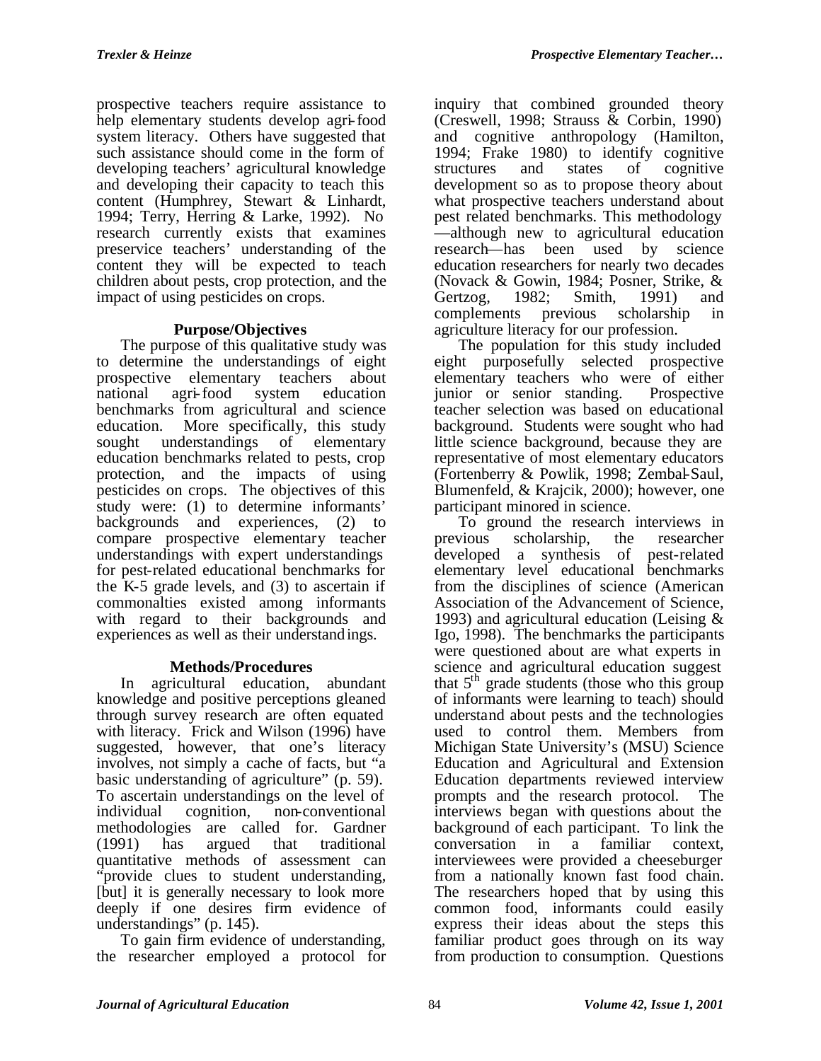prospective teachers require assistance to help elementary students develop agri-food system literacy. Others have suggested that such assistance should come in the form of developing teachers' agricultural knowledge and developing their capacity to teach this content (Humphrey, Stewart & Linhardt, 1994; Terry, Herring & Larke, 1992). No research currently exists that examines preservice teachers' understanding of the content they will be expected to teach children about pests, crop protection, and the impact of using pesticides on crops.

## Purpose/Objectives

The purpose of this qualitative study was to determine the understandings of eight prospective elementary teachers about national agri-food system education benchmarks from agricultural and science education. More specifically, this study sought understandings of elementary education benchmarks related to pests, crop protection, and the impacts of using pesticides on crops. The objectives of this study were: (1) to determine informants' backgrounds and experiences, (2) to compare prospective elementary teacher understandings with expert understandings for pest-related educational benchmarks for the K-5 grade levels, and (3) to ascertain if commonalties existed among informants with regard to their backgrounds and experiences as well as their understandings.

## Methods/Procedures

In agricultural education, abundant knowledge and positive perceptions gleaned through survey research are often equated with literacy. Frick and Wilson (1996) have suggested, however, that one's literacy involves, not simply a cache of facts, but "a basic understanding of agriculture" (p. 59). To ascertain understandings on the level of individual cognition, non-conventional methodologies are called for. Gardner (1991) has argued that traditional quantitative methods of assessment can "provide clues to student understanding, [but] it is generally necessary to look more deeply if one desires firm evidence of understandings" (p. 145).

To gain firm evidence of understanding, the researcher employed a protocol for inquiry that combined grounded theory (Creswell, 1998; Strauss & Corbin, 1990) and cognitive anthropology (Hamilton, 1994; Frake 1980) to identify cognitive structures and states of cognitive development so as to propose theory about what prospective teachers understand about pest related benchmarks. This methodology —although new to agricultural education research—has been used by science education researchers for nearly two decades (Novack & Gowin, 1984; Posner, Strike, & Gertzog, 1982; Smith, 1991) and complements previous scholarship in agriculture literacy for our profession.

The population for this study included eight purposefully selected prospective elementary teachers who were of either junior or senior standing. Prospective teacher selection was based on educational background. Students were sought who had little science background, because they are representative of most elementary educators (Fortenberry & Powlik, 1998; Zembal-Saul, Blumenfeld, & Krajcik, 2000); however, one participant minored in science.

To ground the research interviews in previous scholarship, the researcher developed a synthesis of pest-related elementary level educational benchmarks from the disciplines of science (American Association of the Advancement of Science, 1993) and agricultural education (Leising & Igo, 1998). The benchmarks the participants were questioned about are what experts in science and agricultural education suggest that 5th grade students (those who this group of informants were learning to teach) should understand about pests and the technologies used to control them. Members from Michigan State University's (MSU) Science Education and Agricultural and Extension Education departments reviewed interview prompts and the research protocol. The interviews began with questions about the background of each participant. To link the conversation in a familiar context, interviewees were provided a cheeseburger from a nationally known fast food chain. The researchers hoped that by using this common food, informants could easily express their ideas about the steps this familiar product goes through on its way from production to consumption. Questions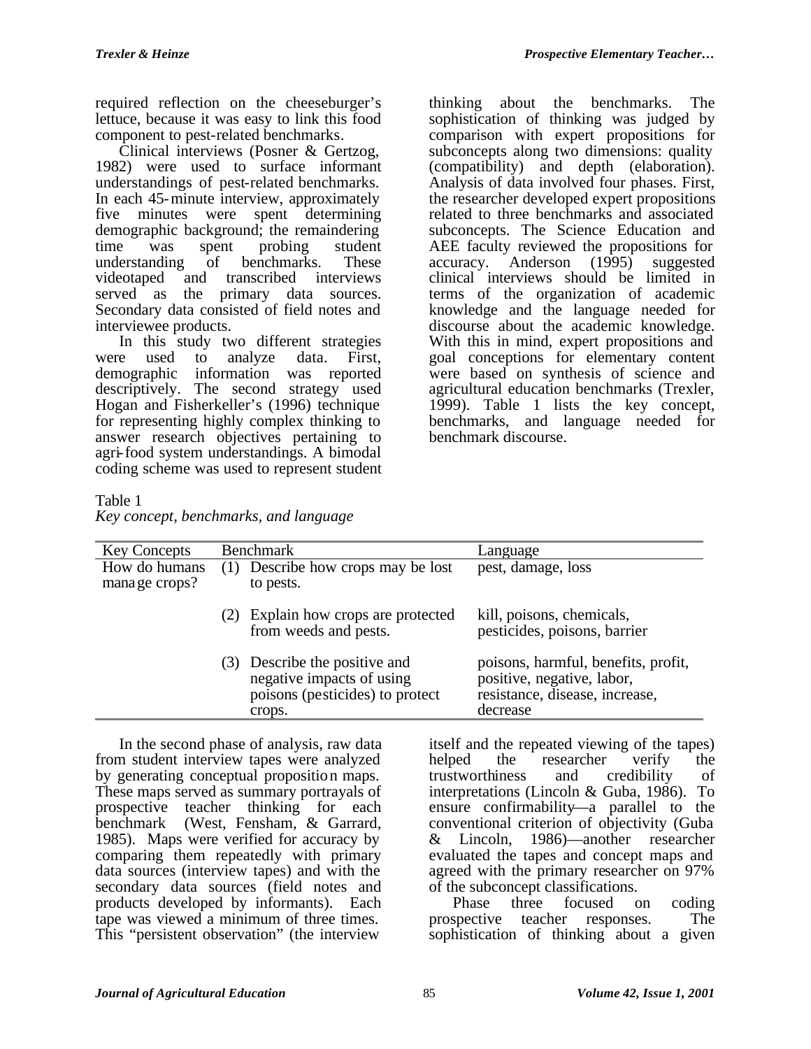required reflection on the cheeseburger's lettuce, because it was easy to link this food component to pest-related benchmarks.

Clinical interviews (Posner & Gertzog, 1982) were used to surface informant understandings of pest-related benchmarks. In each 45-minute interview, approximately five minutes were spent determining demographic background; the remaindering time was spent probing student understanding of benchmarks. These videotaped and transcribed interviews served as the primary data sources. Secondary data consisted of field notes and interviewee products.

In this study two different strategies were used to analyze data. First, demographic information was reported descriptively. The second strategy used Hogan and Fisherkeller's (1996) technique for representing highly complex thinking to answer research objectives pertaining to agri-food system understandings. A bimodal coding scheme was used to represent student thinking about the benchmarks. The sophistication of thinking was judged by comparison with expert propositions for subconcepts along two dimensions: quality (compatibility) and depth (elaboration). Analysis of data involved four phases. First, the researcher developed expert propositions related to three benchmarks and associated subconcepts. The Science Education and AEE faculty reviewed the propositions for accuracy. Anderson (1995) suggested clinical interviews should be limited in terms of the organization of academic knowledge and the language needed for discourse about the academic knowledge. With this in mind, expert propositions and goal conceptions for elementary content were based on synthesis of science and agricultural education benchmarks (Trexler, 1999). Table 1 lists the key concept, benchmarks, and language needed for benchmark discourse.

Table 1
*Key concept, benchmarks, and language*

| Key Concepts | Benchmark | Language |
|---|---|---|
| How do humans manage crops? | (1) Describe how crops may be lost to pests. | pest, damage, loss |
| | (2) Explain how crops are protected from weeds and pests. | kill, poisons, chemicals, pesticides, poisons, barrier |
| | (3) Describe the positive and negative impacts of using poisons (pesticides) to protect crops. | poisons, harmful, benefits, profit, positive, negative, labor, resistance, disease, increase, decrease |

In the second phase of analysis, raw data from student interview tapes were analyzed by generating conceptual proposition maps. These maps served as summary portrayals of prospective teacher thinking for each benchmark (West, Fensham, & Garrard, 1985). Maps were verified for accuracy by comparing them repeatedly with primary data sources (interview tapes) and with the secondary data sources (field notes and products developed by informants). Each tape was viewed a minimum of three times. This "persistent observation" (the interview itself and the repeated viewing of the tapes) helped the researcher verify the trustworthiness and credibility of interpretations (Lincoln & Guba, 1986). To ensure confirmability—a parallel to the conventional criterion of objectivity (Guba & Lincoln, 1986)—another researcher evaluated the tapes and concept maps and agreed with the primary researcher on 97% of the subconcept classifications.

Phase three focused on coding prospective teacher responses. The sophistication of thinking about a given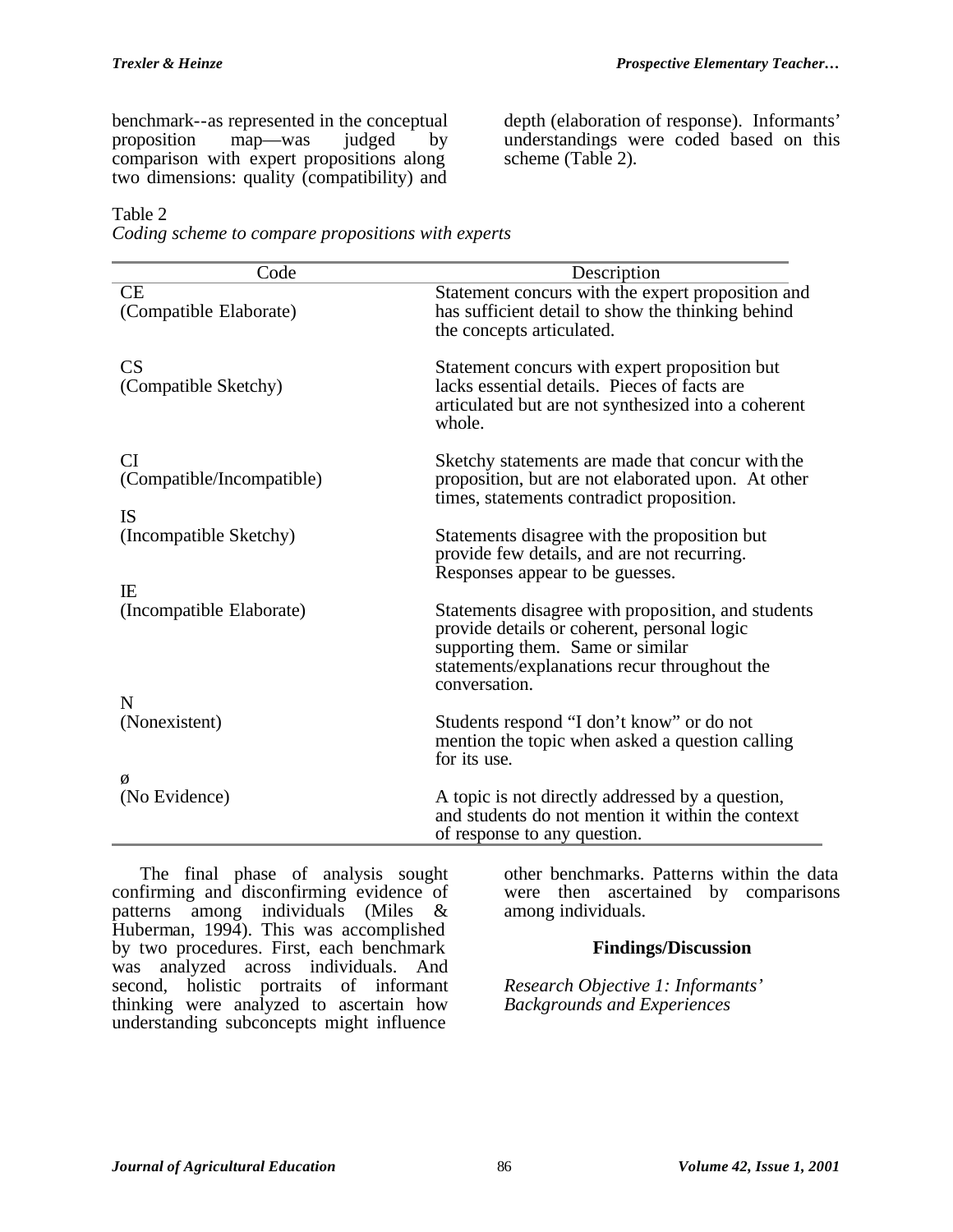benchmark--as represented in the conceptual proposition map—was judged by comparison with expert propositions along two dimensions: quality (compatibility) and depth (elaboration of response). Informants' understandings were coded based on this scheme (Table 2).

Table 2
*Coding scheme to compare propositions with experts*

| Code | Description |
|---|---|
| CE (Compatible Elaborate) | Statement concurs with the expert proposition and has sufficient detail to show the thinking behind the concepts articulated. |
| CS (Compatible Sketchy) | Statement concurs with expert proposition but lacks essential details. Pieces of facts are articulated but are not synthesized into a coherent whole. |
| CI (Compatible/Incompatible) | Sketchy statements are made that concur with the proposition, but are not elaborated upon. At other times, statements contradict proposition. |
| IS (Incompatible Sketchy) | Statements disagree with the proposition but provide few details, and are not recurring. Responses appear to be guesses. |
| IE (Incompatible Elaborate) | Statements disagree with proposition, and students provide details or coherent, personal logic supporting them. Same or similar statements/explanations recur throughout the conversation. |
| N (Nonexistent) | Students respond "I don't know" or do not mention the topic when asked a question calling for its use. |
| ø (No Evidence) | A topic is not directly addressed by a question, and students do not mention it within the context of response to any question. |

The final phase of analysis sought confirming and disconfirming evidence of patterns among individuals (Miles & Huberman, 1994). This was accomplished by two procedures. First, each benchmark was analyzed across individuals. And second, holistic portraits of informant thinking were analyzed to ascertain how understanding subconcepts might influence other benchmarks. Patterns within the data were then ascertained by comparisons among individuals.

## Findings/Discussion

*Research Objective 1: Informants' Backgrounds and Experiences*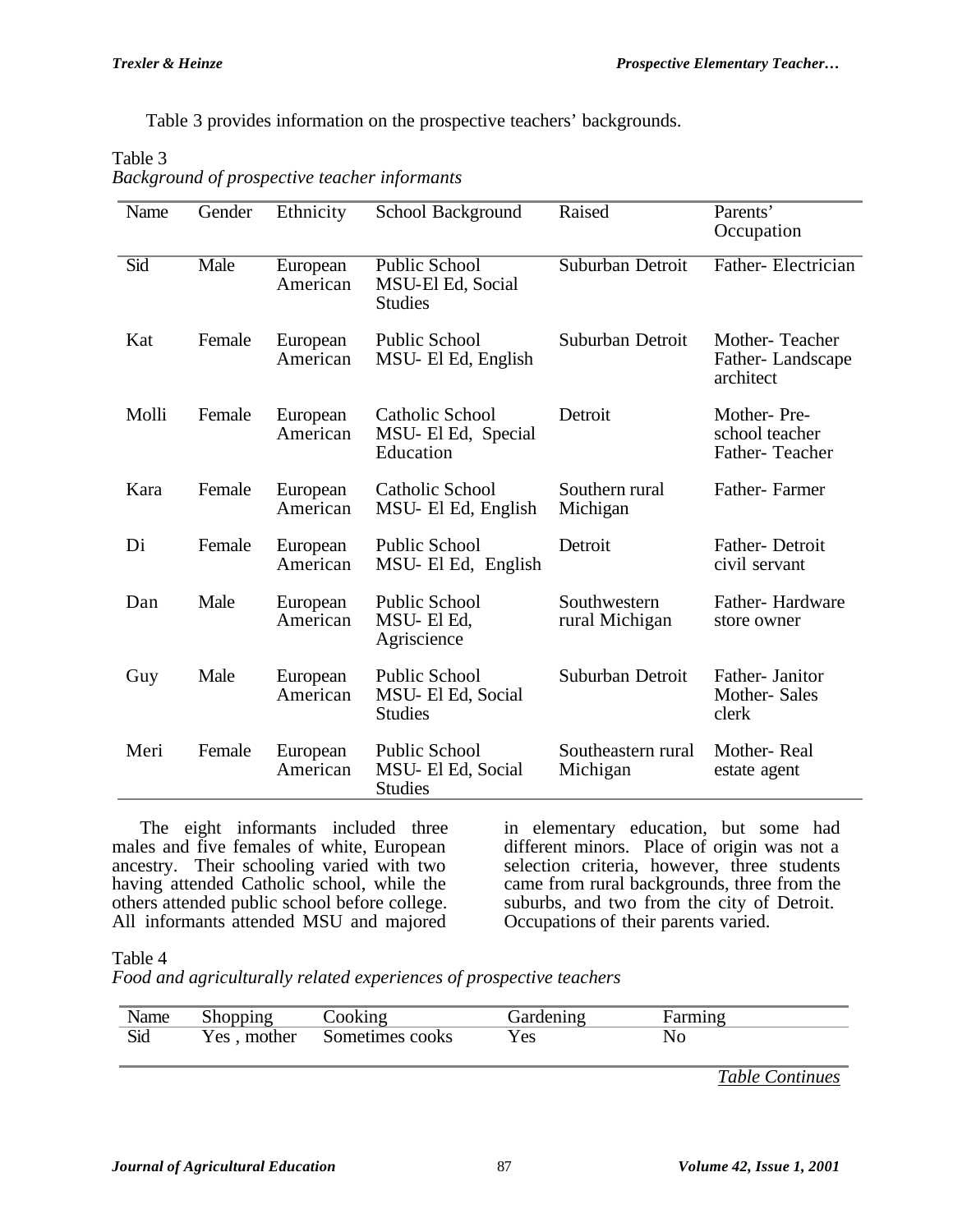Table 3 provides information on the prospective teachers' backgrounds.

Table 3
*Background of prospective teacher informants*

| Name | Gender | Ethnicity | School Background | Raised | Parents' Occupation |
|---|---|---|---|---|---|
| Sid | Male | European American | Public School MSU-El Ed, Social Studies | Suburban Detroit | Father- Electrician |
| Kat | Female | European American | Public School MSU- El Ed, English | Suburban Detroit | Mother- Teacher Father- Landscape architect |
| Molli | Female | European American | Catholic School MSU- El Ed, Special Education | Detroit | Mother- Pre-school teacher Father- Teacher |
| Kara | Female | European American | Catholic School MSU- El Ed, English | Southern rural Michigan | Father- Farmer |
| Di | Female | European American | Public School MSU- El Ed, English | Detroit | Father- Detroit civil servant |
| Dan | Male | European American | Public School MSU- El Ed, Agriscience | Southwestern rural Michigan | Father- Hardware store owner |
| Guy | Male | European American | Public School MSU- El Ed, Social Studies | Suburban Detroit | Father- Janitor Mother- Sales clerk |
| Meri | Female | European American | Public School MSU- El Ed, Social Studies | Southeastern rural Michigan | Mother- Real estate agent |

The eight informants included three males and five females of white, European ancestry. Their schooling varied with two having attended Catholic school, while the others attended public school before college. All informants attended MSU and majored in elementary education, but some had different minors. Place of origin was not a selection criteria, however, three students came from rural backgrounds, three from the suburbs, and two from the city of Detroit. Occupations of their parents varied.

Table 4
*Food and agriculturally related experiences of prospective teachers*

| Name | Shopping | Cooking | Gardening | Farming |
|---|---|---|---|---|
| Sid | Yes , mother | Sometimes cooks | Yes | No |

*Table Continues*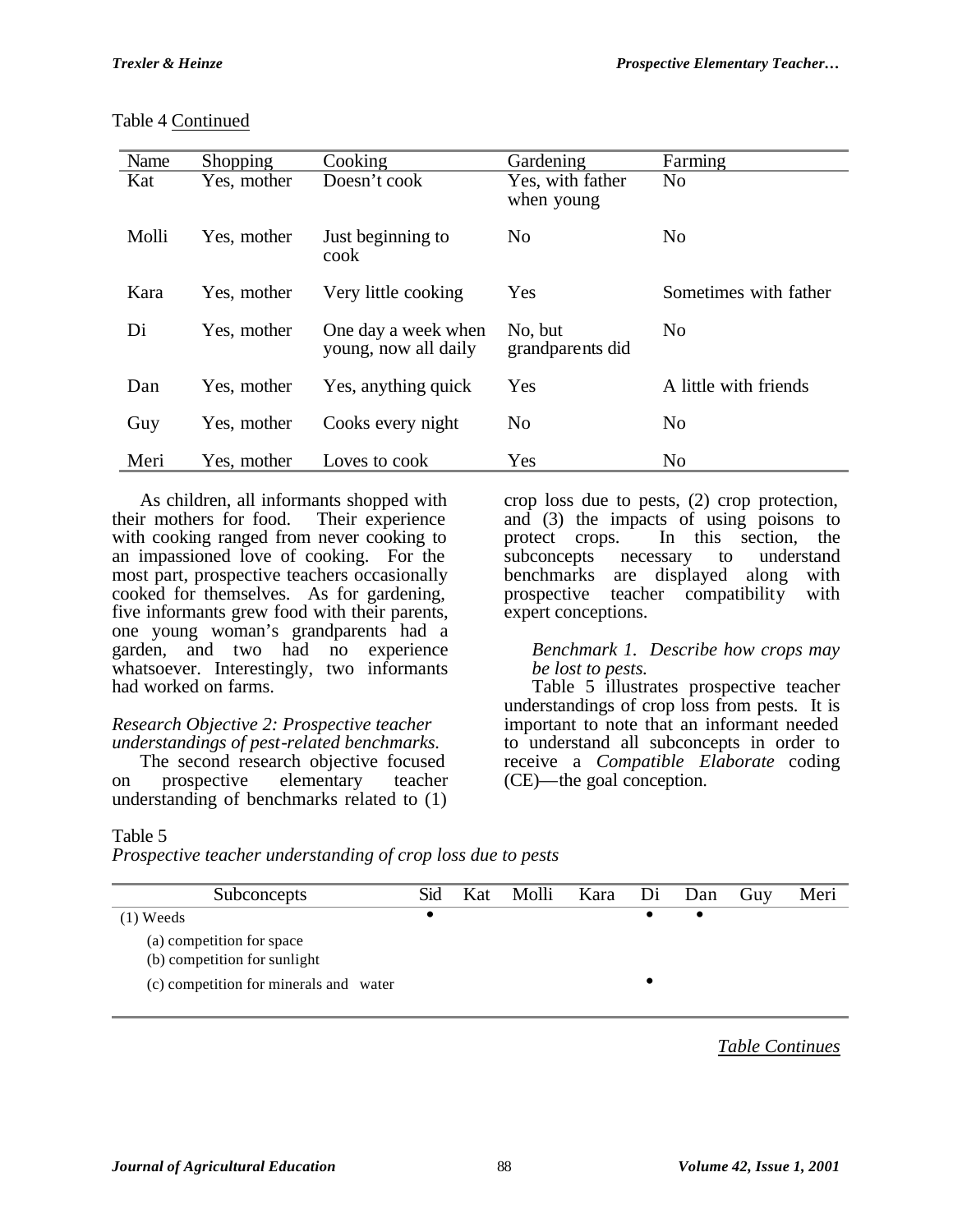Table 4 Continued

| Name | Shopping | Cooking | Gardening | Farming |
|---|---|---|---|---|
| Kat | Yes, mother | Doesn't cook | Yes, with father when young | No |
| Molli | Yes, mother | Just beginning to cook | No | No |
| Kara | Yes, mother | Very little cooking | Yes | Sometimes with father |
| Di | Yes, mother | One day a week when young, now all daily | No, but grandparents did | No |
| Dan | Yes, mother | Yes, anything quick | Yes | A little with friends |
| Guy | Yes, mother | Cooks every night | No | No |
| Meri | Yes, mother | Loves to cook | Yes | No |

As children, all informants shopped with their mothers for food. Their experience with cooking ranged from never cooking to an impassioned love of cooking. For the most part, prospective teachers occasionally cooked for themselves. As for gardening, five informants grew food with their parents, one young woman's grandparents had a garden, and two had no experience whatsoever. Interestingly, two informants had worked on farms.

*Research Objective 2: Prospective teacher understandings of pest-related benchmarks.*

The second research objective focused on prospective elementary teacher understanding of benchmarks related to (1) crop loss due to pests, (2) crop protection, and (3) the impacts of using poisons to protect crops. In this section, the subconcepts necessary to understand benchmarks are displayed along with prospective teacher compatibility with expert conceptions.

*Benchmark 1. Describe how crops may be lost to pests.*

Table 5 illustrates prospective teacher understandings of crop loss from pests. It is important to note that an informant needed to understand all subconcepts in order to receive a *Compatible Elaborate* coding (CE)—the goal conception.

Table 5
*Prospective teacher understanding of crop loss due to pests*

| Subconcepts | Sid | Kat | Molli | Kara | Di | Dan | Guy | Meri |
|---|---|---|---|---|---|---|---|---|
| (1) Weeds | • | | | | • | • | | |
| (a) competition for space | | | | | | | | |
| (b) competition for sunlight | | | | | | | | |
| (c) competition for minerals and water | | | | | • | | | |

*Table Continues*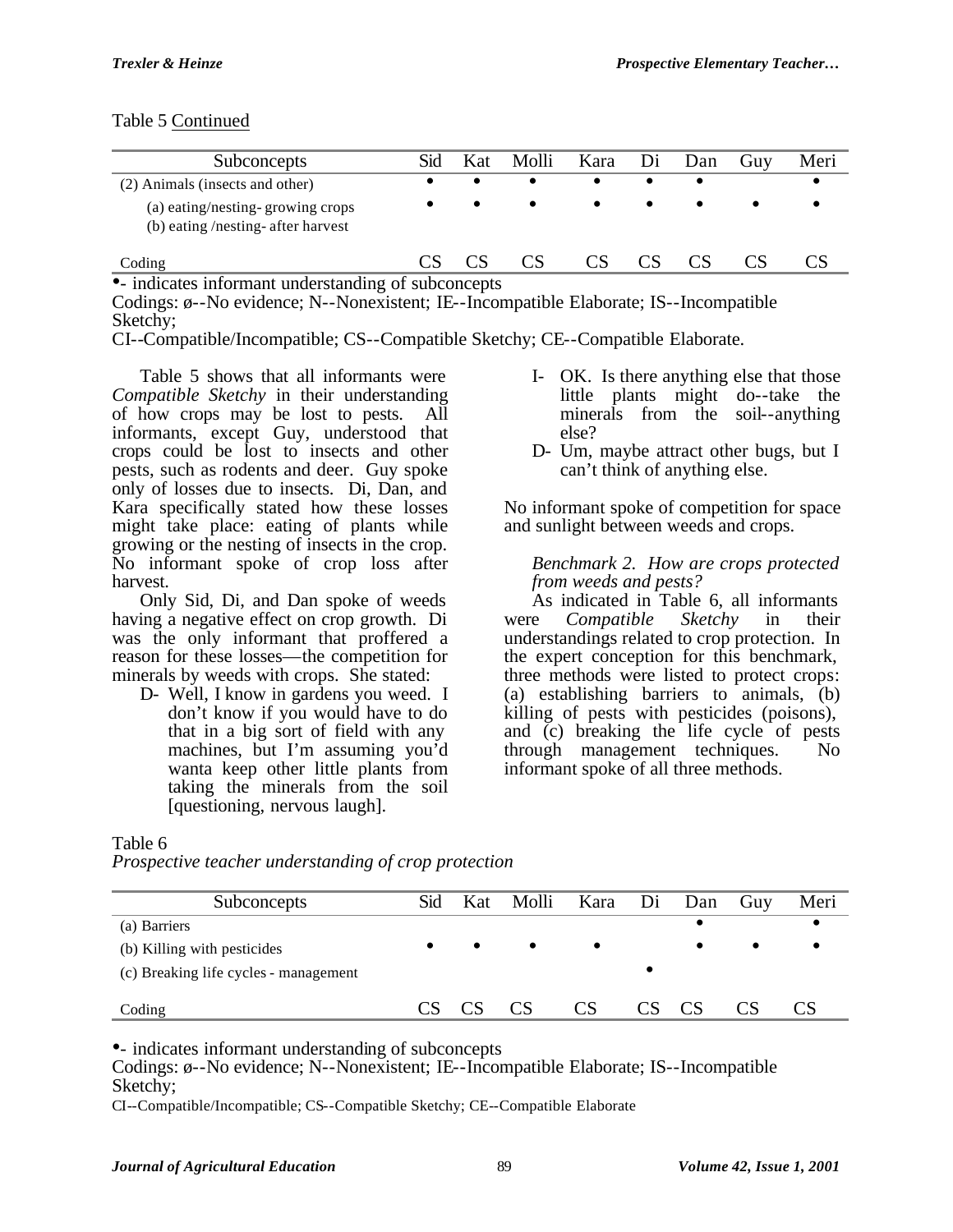Table 5 Continued

| Subconcepts | Sid | Kat | Molli | Kara | Di | Dan | Guy | Meri |
|---|---|---|---|---|---|---|---|---|
| (2) Animals (insects and other) | • | • | • | • | • | • | | • |
| (a) eating/nesting- growing crops | • | • | • | • | • | • | • | • |
| (b) eating /nesting- after harvest | | | | | | | | |
| Coding | CS | CS | CS | CS | CS | CS | CS | CS |

•- indicates informant understanding of subconcepts
Codings: ø--No evidence; N--Nonexistent; IE--Incompatible Elaborate; IS--Incompatible Sketchy;
CI--Compatible/Incompatible; CS--Compatible Sketchy; CE--Compatible Elaborate.

Table 5 shows that all informants were *Compatible Sketchy* in their understanding of how crops may be lost to pests. All informants, except Guy, understood that crops could be lost to insects and other pests, such as rodents and deer. Guy spoke only of losses due to insects. Di, Dan, and Kara specifically stated how these losses might take place: eating of plants while growing or the nesting of insects in the crop. No informant spoke of crop loss after harvest.

Only Sid, Di, and Dan spoke of weeds having a negative effect on crop growth. Di was the only informant that proffered a reason for these losses—the competition for minerals by weeds with crops. She stated:

> D- Well, I know in gardens you weed. I don't know if you would have to do that in a big sort of field with any machines, but I'm assuming you'd wanta keep other little plants from taking the minerals from the soil [questioning, nervous laugh].
>
> I- OK. Is there anything else that those little plants might do--take the minerals from the soil--anything else?
>
> D- Um, maybe attract other bugs, but I can't think of anything else.

No informant spoke of competition for space and sunlight between weeds and crops.

*Benchmark 2. How are crops protected from weeds and pests?*

As indicated in Table 6, all informants were *Compatible Sketchy* in their understandings related to crop protection. In the expert conception for this benchmark, three methods were listed to protect crops: (a) establishing barriers to animals, (b) killing of pests with pesticides (poisons), and (c) breaking the life cycle of pests through management techniques. No informant spoke of all three methods.

Table 6
*Prospective teacher understanding of crop protection*

| Subconcepts | Sid | Kat | Molli | Kara | Di | Dan | Guy | Meri |
|---|---|---|---|---|---|---|---|---|
| (a) Barriers | | | | | | • | | • |
| (b) Killing with pesticides | • | • | • | • | | • | • | • |
| (c) Breaking life cycles - management | | | | | • | | | |
| Coding | CS | CS | CS | CS | CS | CS | CS | CS |

•- indicates informant understanding of subconcepts
Codings: ø--No evidence; N--Nonexistent; IE--Incompatible Elaborate; IS--Incompatible Sketchy;
CI--Compatible/Incompatible; CS--Compatible Sketchy; CE--Compatible Elaborate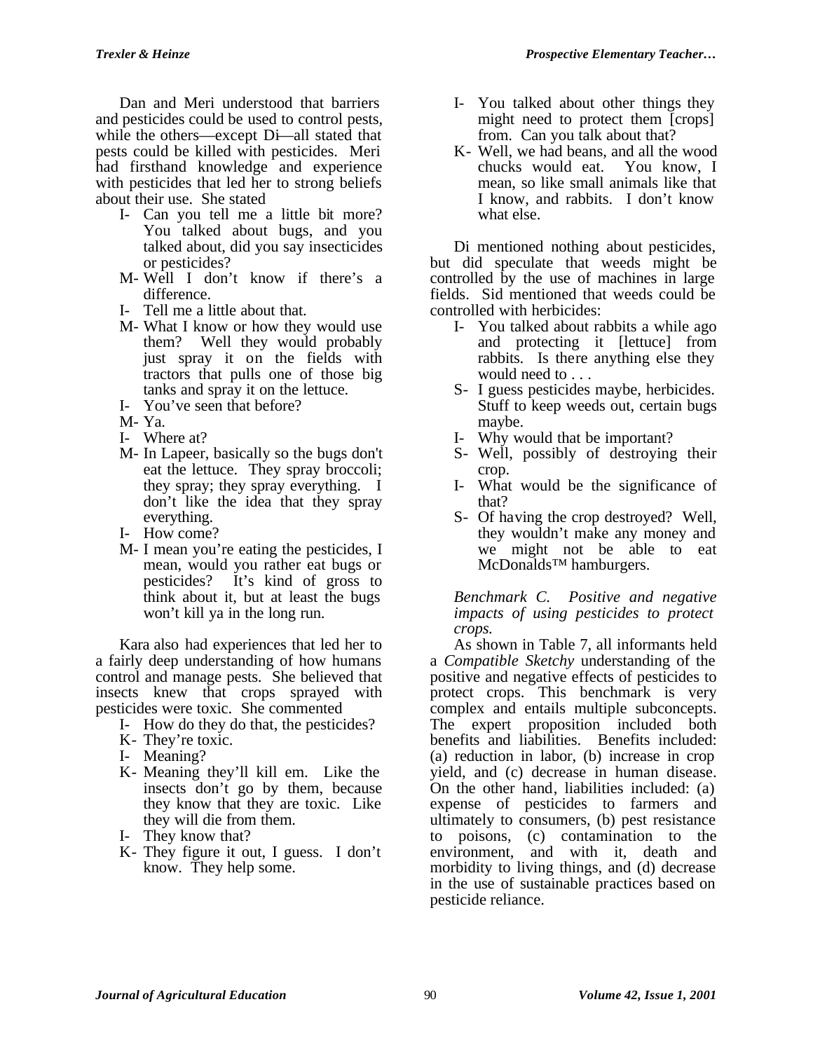Dan and Meri understood that barriers and pesticides could be used to control pests, while the others—except Di—all stated that pests could be killed with pesticides. Meri had firsthand knowledge and experience with pesticides that led her to strong beliefs about their use. She stated

- I- Can you tell me a little bit more? You talked about bugs, and you talked about, did you say insecticides or pesticides?
- M- Well I don't know if there's a difference.
- I- Tell me a little about that.
- M- What I know or how they would use them? Well they would probably just spray it on the fields with tractors that pulls one of those big tanks and spray it on the lettuce.
- I- You've seen that before?
- M- Ya.
- I- Where at?
- M- In Lapeer, basically so the bugs don't eat the lettuce. They spray broccoli; they spray; they spray everything. I don't like the idea that they spray everything.
- I- How come?
- M- I mean you're eating the pesticides, I mean, would you rather eat bugs or pesticides? It's kind of gross to think about it, but at least the bugs won't kill ya in the long run.

Kara also had experiences that led her to a fairly deep understanding of how humans control and manage pests. She believed that insects knew that crops sprayed with pesticides were toxic. She commented

- I- How do they do that, the pesticides?
- K- They're toxic.
- I- Meaning?
- K- Meaning they'll kill em. Like the insects don't go by them, because they know that they are toxic. Like they will die from them.
- I- They know that?
- K- They figure it out, I guess. I don't know. They help some.
- I- You talked about other things they might need to protect them [crops] from. Can you talk about that?
- K- Well, we had beans, and all the wood chucks would eat. You know, I mean, so like small animals like that I know, and rabbits. I don't know what else.

Di mentioned nothing about pesticides, but did speculate that weeds might be controlled by the use of machines in large fields. Sid mentioned that weeds could be controlled with herbicides:

- I- You talked about rabbits a while ago and protecting it [lettuce] from rabbits. Is there anything else they would need to . . .
- S- I guess pesticides maybe, herbicides. Stuff to keep weeds out, certain bugs maybe.
- I- Why would that be important?
- S- Well, possibly of destroying their crop.
- I- What would be the significance of that?
- S- Of having the crop destroyed? Well, they wouldn't make any money and we might not be able to eat McDonalds™ hamburgers.

*Benchmark C. Positive and negative impacts of using pesticides to protect crops.*

As shown in Table 7, all informants held a *Compatible Sketchy* understanding of the positive and negative effects of pesticides to protect crops. This benchmark is very complex and entails multiple subconcepts. The expert proposition included both benefits and liabilities. Benefits included: (a) reduction in labor, (b) increase in crop yield, and (c) decrease in human disease. On the other hand, liabilities included: (a) expense of pesticides to farmers and ultimately to consumers, (b) pest resistance to poisons, (c) contamination to the environment, and with it, death and morbidity to living things, and (d) decrease in the use of sustainable practices based on pesticide reliance.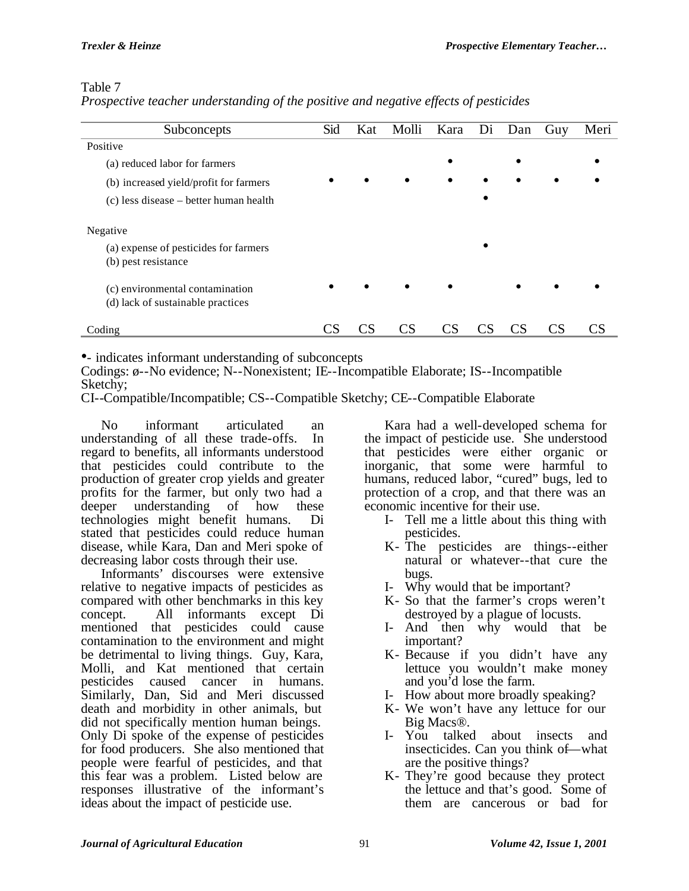Table 7
*Prospective teacher understanding of the positive and negative effects of pesticides*

| Subconcepts | Sid | Kat | Molli | Kara | Di | Dan | Guy | Meri |
|---|---|---|---|---|---|---|---|---|
| Positive | | | | | | | | |
| (a) reduced labor for farmers | | | | • | | • | | • |
| (b) increased yield/profit for farmers | • | • | • | • | • | • | • | • |
| (c) less disease – better human health | | | | | • | | | |
| Negative | | | | | | | | |
| (a) expense of pesticides for farmers | | | | | • | | | |
| (b) pest resistance | | | | | | | | |
| (c) environmental contamination | • | • | • | • | | • | • | • |
| (d) lack of sustainable practices | | | | | | | | |
| Coding | CS | CS | CS | CS | CS | CS | CS | CS |

•- indicates informant understanding of subconcepts
Codings: ø--No evidence; N--Nonexistent; IE--Incompatible Elaborate; IS--Incompatible Sketchy;
CI--Compatible/Incompatible; CS--Compatible Sketchy; CE--Compatible Elaborate

No informant articulated an understanding of all these trade-offs. In regard to benefits, all informants understood that pesticides could contribute to the production of greater crop yields and greater profits for the farmer, but only two had a deeper understanding of how these technologies might benefit humans. Di stated that pesticides could reduce human disease, while Kara, Dan and Meri spoke of decreasing labor costs through their use.

Informants' discourses were extensive relative to negative impacts of pesticides as compared with other benchmarks in this key concept. All informants except Di mentioned that pesticides could cause contamination to the environment and might be detrimental to living things. Guy, Kara, Molli, and Kat mentioned that certain pesticides caused cancer in humans. Similarly, Dan, Sid and Meri discussed death and morbidity in other animals, but did not specifically mention human beings. Only Di spoke of the expense of pesticides for food producers. She also mentioned that people were fearful of pesticides, and that this fear was a problem. Listed below are responses illustrative of the informant's ideas about the impact of pesticide use.

Kara had a well-developed schema for the impact of pesticide use. She understood that pesticides were either organic or inorganic, that some were harmful to humans, reduced labor, "cured" bugs, led to protection of a crop, and that there was an economic incentive for their use.

I- Tell me a little about this thing with pesticides.

K- The pesticides are things--either natural or whatever--that cure the bugs.

I- Why would that be important?

K- So that the farmer's crops weren't destroyed by a plague of locusts.

I- And then why would that be important?

K- Because if you didn't have any lettuce you wouldn't make money and you'd lose the farm.

I- How about more broadly speaking?

K- We won't have any lettuce for our Big Macs®.

I- You talked about insects and insecticides. Can you think of—what are the positive things?

K- They're good because they protect the lettuce and that's good. Some of them are cancerous or bad for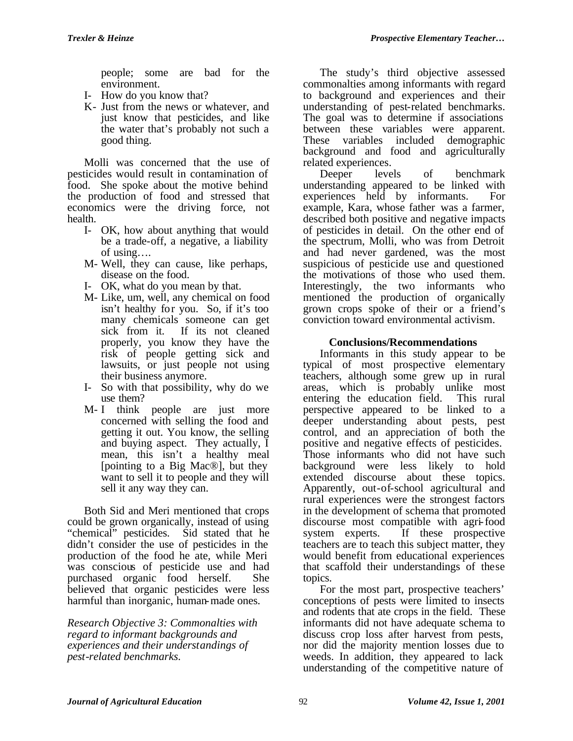people; some are bad for the environment.

- I- How do you know that?
- K- Just from the news or whatever, and just know that pesticides, and like the water that's probably not such a good thing.

Molli was concerned that the use of pesticides would result in contamination of food. She spoke about the motive behind the production of food and stressed that economics were the driving force, not health.

- I- OK, how about anything that would be a trade-off, a negative, a liability of using….
- M- Well, they can cause, like perhaps, disease on the food.
- I- OK, what do you mean by that.
- M- Like, um, well, any chemical on food isn't healthy for you. So, if it's too many chemicals someone can get sick from it. If its not cleaned properly, you know they have the risk of people getting sick and lawsuits, or just people not using their business anymore.
- I- So with that possibility, why do we use them?
- M- I think people are just more concerned with selling the food and getting it out. You know, the selling and buying aspect. They actually, I mean, this isn't a healthy meal [pointing to a Big Mac®], but they want to sell it to people and they will sell it any way they can.

Both Sid and Meri mentioned that crops could be grown organically, instead of using "chemical" pesticides. Sid stated that he didn't consider the use of pesticides in the production of the food he ate, while Meri was conscious of pesticide use and had purchased organic food herself. She believed that organic pesticides were less harmful than inorganic, human-made ones.

*Research Objective 3: Commonalties with regard to informant backgrounds and experiences and their understandings of pest-related benchmarks.*

The study's third objective assessed commonalties among informants with regard to background and experiences and their understanding of pest-related benchmarks. The goal was to determine if associations between these variables were apparent. These variables included demographic background and food and agriculturally related experiences.

Deeper levels of benchmark understanding appeared to be linked with experiences held by informants. For example, Kara, whose father was a farmer, described both positive and negative impacts of pesticides in detail. On the other end of the spectrum, Molli, who was from Detroit and had never gardened, was the most suspicious of pesticide use and questioned the motivations of those who used them. Interestingly, the two informants who mentioned the production of organically grown crops spoke of their or a friend's conviction toward environmental activism.

## Conclusions/Recommendations

Informants in this study appear to be typical of most prospective elementary teachers, although some grew up in rural areas, which is probably unlike most entering the education field. This rural perspective appeared to be linked to a deeper understanding about pests, pest control, and an appreciation of both the positive and negative effects of pesticides. Those informants who did not have such background were less likely to hold extended discourse about these topics. Apparently, out-of-school agricultural and rural experiences were the strongest factors in the development of schema that promoted discourse most compatible with agri-food system experts. If these prospective teachers are to teach this subject matter, they would benefit from educational experiences that scaffold their understandings of these topics.

For the most part, prospective teachers' conceptions of pests were limited to insects and rodents that ate crops in the field. These informants did not have adequate schema to discuss crop loss after harvest from pests, nor did the majority mention losses due to weeds. In addition, they appeared to lack understanding of the competitive nature of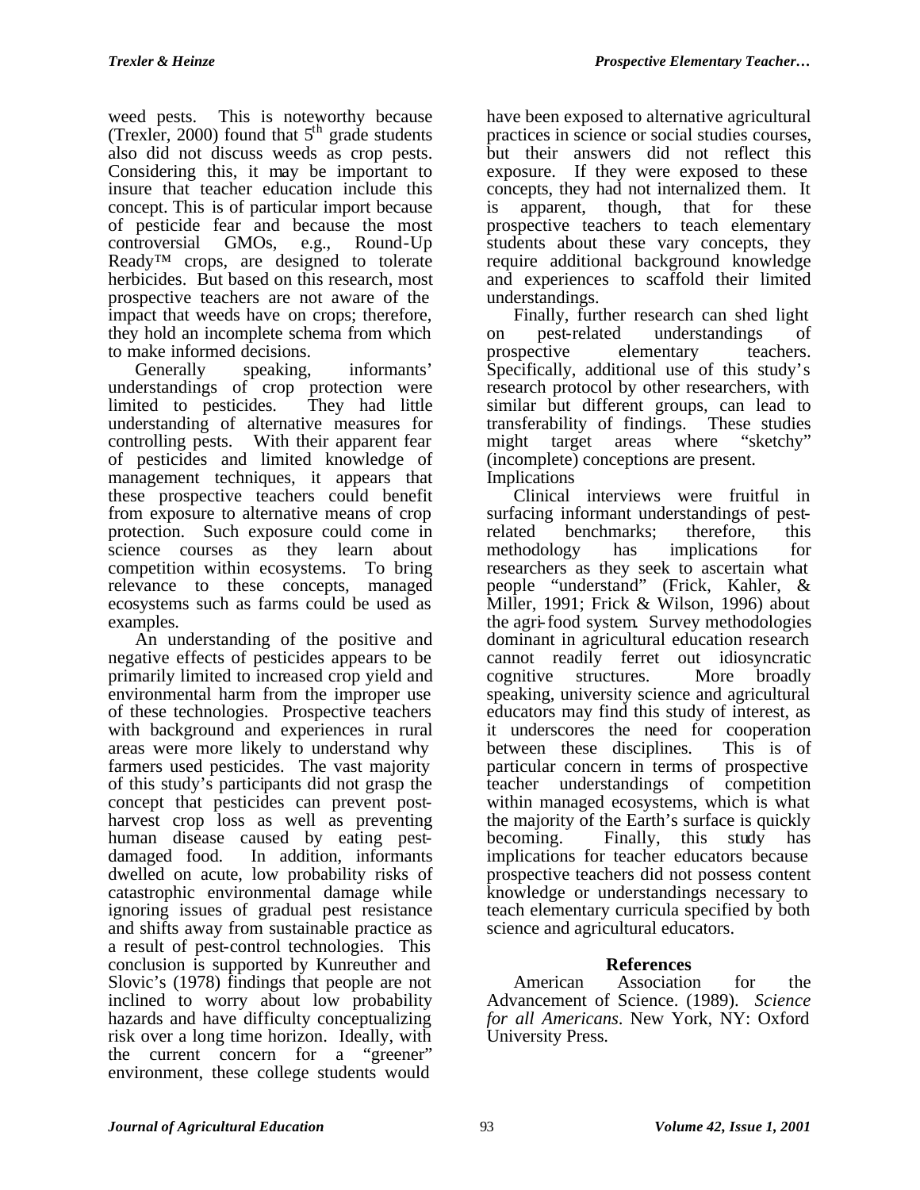weed pests. This is noteworthy because (Trexler, 2000) found that 5$^{th}$ grade students also did not discuss weeds as crop pests. Considering this, it may be important to insure that teacher education include this concept. This is of particular import because of pesticide fear and because the most controversial GMOs, e.g., Round-Up Ready™ crops, are designed to tolerate herbicides. But based on this research, most prospective teachers are not aware of the impact that weeds have on crops; therefore, they hold an incomplete schema from which to make informed decisions.

Generally speaking, informants' understandings of crop protection were limited to pesticides. They had little understanding of alternative measures for controlling pests. With their apparent fear of pesticides and limited knowledge of management techniques, it appears that these prospective teachers could benefit from exposure to alternative means of crop protection. Such exposure could come in science courses as they learn about competition within ecosystems. To bring relevance to these concepts, managed ecosystems such as farms could be used as examples.

An understanding of the positive and negative effects of pesticides appears to be primarily limited to increased crop yield and environmental harm from the improper use of these technologies. Prospective teachers with background and experiences in rural areas were more likely to understand why farmers used pesticides. The vast majority of this study's participants did not grasp the concept that pesticides can prevent post-harvest crop loss as well as preventing human disease caused by eating pest-damaged food. In addition, informants dwelled on acute, low probability risks of catastrophic environmental damage while ignoring issues of gradual pest resistance and shifts away from sustainable practice as a result of pest-control technologies. This conclusion is supported by Kunreuther and Slovic's (1978) findings that people are not inclined to worry about low probability hazards and have difficulty conceptualizing risk over a long time horizon. Ideally, with the current concern for a "greener" environment, these college students would have been exposed to alternative agricultural practices in science or social studies courses, but their answers did not reflect this exposure. If they were exposed to these concepts, they had not internalized them. It is apparent, though, that for these prospective teachers to teach elementary students about these vary concepts, they require additional background knowledge and experiences to scaffold their limited understandings.

Finally, further research can shed light on pest-related understandings of prospective elementary teachers. Specifically, additional use of this study's research protocol by other researchers, with similar but different groups, can lead to transferability of findings. These studies might target areas where "sketchy" (incomplete) conceptions are present.

Implications

Clinical interviews were fruitful in surfacing informant understandings of pest-related benchmarks; therefore, this methodology has implications for researchers as they seek to ascertain what people "understand" (Frick, Kahler, & Miller, 1991; Frick & Wilson, 1996) about the agri-food system. Survey methodologies dominant in agricultural education research cannot readily ferret out idiosyncratic cognitive structures. More broadly speaking, university science and agricultural educators may find this study of interest, as it underscores the need for cooperation between these disciplines. This is of particular concern in terms of prospective teacher understandings of competition within managed ecosystems, which is what the majority of the Earth's surface is quickly becoming. Finally, this study has implications for teacher educators because prospective teachers did not possess content knowledge or understandings necessary to teach elementary curricula specified by both science and agricultural educators.

## References

American Association for the Advancement of Science. (1989). *Science for all Americans*. New York, NY: Oxford University Press.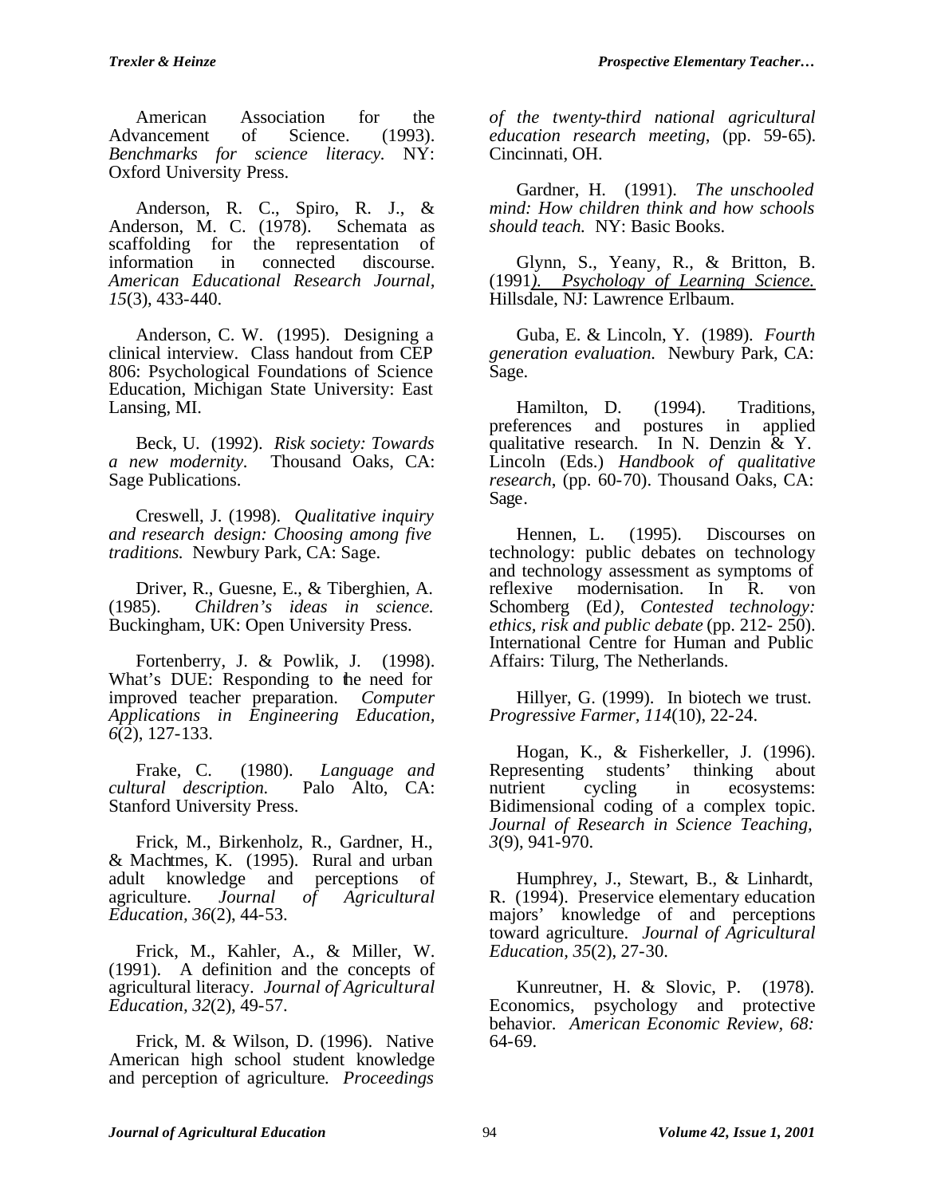American Association for the Advancement of Science. (1993). *Benchmarks for science literacy.* NY: Oxford University Press.

Anderson, R. C., Spiro, R. J., & Anderson, M. C. (1978). Schemata as scaffolding for the representation of information in connected discourse. *American Educational Research Journal, 15*(3), 433-440.

Anderson, C. W. (1995). Designing a clinical interview. Class handout from CEP 806: Psychological Foundations of Science Education, Michigan State University: East Lansing, MI.

Beck, U. (1992). *Risk society: Towards a new modernity.* Thousand Oaks, CA: Sage Publications.

Creswell, J. (1998). *Qualitative inquiry and research design: Choosing among five traditions.* Newbury Park, CA: Sage.

Driver, R., Guesne, E., & Tiberghien, A. (1985). *Children's ideas in science.* Buckingham, UK: Open University Press.

Fortenberry, J. & Powlik, J. (1998). What's DUE: Responding to the need for improved teacher preparation. *Computer Applications in Engineering Education, 6*(2), 127-133.

Frake, C. (1980). *Language and cultural description.* Palo Alto, CA: Stanford University Press.

Frick, M., Birkenholz, R., Gardner, H., & Machtmes, K. (1995). Rural and urban adult knowledge and perceptions of agriculture. *Journal of Agricultural Education, 36*(2), 44-53.

Frick, M., Kahler, A., & Miller, W. (1991). A definition and the concepts of agricultural literacy. *Journal of Agricultural Education, 32*(2), 49-57.

Frick, M. & Wilson, D. (1996). Native American high school student knowledge and perception of agriculture. *Proceedings of the twenty-third national agricultural education research meeting*, (pp. 59-65). Cincinnati, OH.

Gardner, H. (1991). *The unschooled mind: How children think and how schools should teach.* NY: Basic Books.

Glynn, S., Yeany, R., & Britton, B. (1991). *Psychology of Learning Science.* Hillsdale, NJ: Lawrence Erlbaum.

Guba, E. & Lincoln, Y. (1989). *Fourth generation evaluation.* Newbury Park, CA: Sage.

Hamilton, D. (1994). Traditions, preferences and postures in applied qualitative research. In N. Denzin & Y. Lincoln (Eds.) *Handbook of qualitative research*, (pp. 60-70). Thousand Oaks, CA: Sage.

Hennen, L. (1995). Discourses on technology: public debates on technology and technology assessment as symptoms of reflexive modernisation. In R. von Schomberg (Ed), *Contested technology: ethics, risk and public debate* (pp. 212- 250). International Centre for Human and Public Affairs: Tilurg, The Netherlands.

Hillyer, G. (1999). In biotech we trust. *Progressive Farmer, 114*(10), 22-24.

Hogan, K., & Fisherkeller, J. (1996). Representing students' thinking about nutrient cycling in ecosystems: Bidimensional coding of a complex topic. *Journal of Research in Science Teaching, 3*(9), 941-970.

Humphrey, J., Stewart, B., & Linhardt, R. (1994). Preservice elementary education majors' knowledge of and perceptions toward agriculture. *Journal of Agricultural Education, 35*(2), 27-30.

Kunreutner, H. & Slovic, P. (1978). Economics, psychology and protective behavior. *American Economic Review, 68:* 64-69.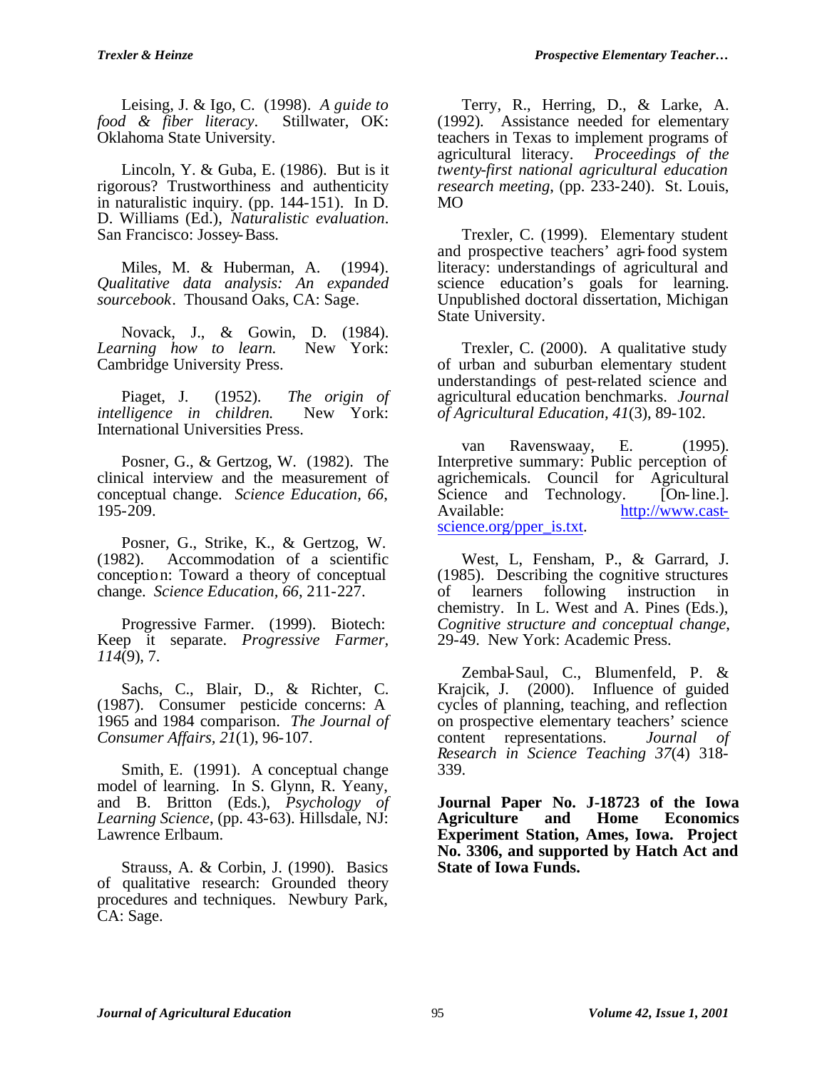Leising, J. & Igo, C. (1998). *A guide to food & fiber literacy*. Stillwater, OK: Oklahoma State University.

Lincoln, Y. & Guba, E. (1986). But is it rigorous? Trustworthiness and authenticity in naturalistic inquiry. (pp. 144-151). In D. D. Williams (Ed.), *Naturalistic evaluation*. San Francisco: Jossey-Bass.

Miles, M. & Huberman, A. (1994). *Qualitative data analysis: An expanded sourcebook*. Thousand Oaks, CA: Sage.

Novack, J., & Gowin, D. (1984). *Learning how to learn.* New York: Cambridge University Press.

Piaget, J. (1952). *The origin of intelligence in children.* New York: International Universities Press.

Posner, G., & Gertzog, W. (1982). The clinical interview and the measurement of conceptual change. *Science Education, 66*, 195-209.

Posner, G., Strike, K., & Gertzog, W. (1982). Accommodation of a scientific conception: Toward a theory of conceptual change. *Science Education, 66*, 211-227.

Progressive Farmer. (1999). Biotech: Keep it separate. *Progressive Farmer, 114*(9), 7.

Sachs, C., Blair, D., & Richter, C. (1987). Consumer pesticide concerns: A 1965 and 1984 comparison. *The Journal of Consumer Affairs, 21*(1), 96-107.

Smith, E. (1991). A conceptual change model of learning. In S. Glynn, R. Yeany, and B. Britton (Eds.), *Psychology of Learning Science*, (pp. 43-63). Hillsdale, NJ: Lawrence Erlbaum.

Strauss, A. & Corbin, J. (1990). Basics of qualitative research: Grounded theory procedures and techniques. Newbury Park, CA: Sage.

Terry, R., Herring, D., & Larke, A. (1992). Assistance needed for elementary teachers in Texas to implement programs of agricultural literacy. *Proceedings of the twenty-first national agricultural education research meeting*, (pp. 233-240). St. Louis, MO

Trexler, C. (1999). Elementary student and prospective teachers' agri-food system literacy: understandings of agricultural and science education's goals for learning. Unpublished doctoral dissertation, Michigan State University.

Trexler, C. (2000). A qualitative study of urban and suburban elementary student understandings of pest-related science and agricultural education benchmarks. *Journal of Agricultural Education, 41*(3), 89-102.

van Ravenswaay, E. (1995). Interpretive summary: Public perception of agrichemicals. Council for Agricultural Science and Technology. [On-line.]. Available: http://www.cast-science.org/pper_is.txt.

West, L, Fensham, P., & Garrard, J. (1985). Describing the cognitive structures of learners following instruction in chemistry. In L. West and A. Pines (Eds.), *Cognitive structure and conceptual change*, 29-49. New York: Academic Press.

Zembal-Saul, C., Blumenfeld, P. & Krajcik, J. (2000). Influence of guided cycles of planning, teaching, and reflection on prospective elementary teachers' science content representations. *Journal of Research in Science Teaching 37*(4) 318-339.

**Journal Paper No. J-18723 of the Iowa Agriculture and Home Economics Experiment Station, Ames, Iowa. Project No. 3306, and supported by Hatch Act and State of Iowa Funds.**